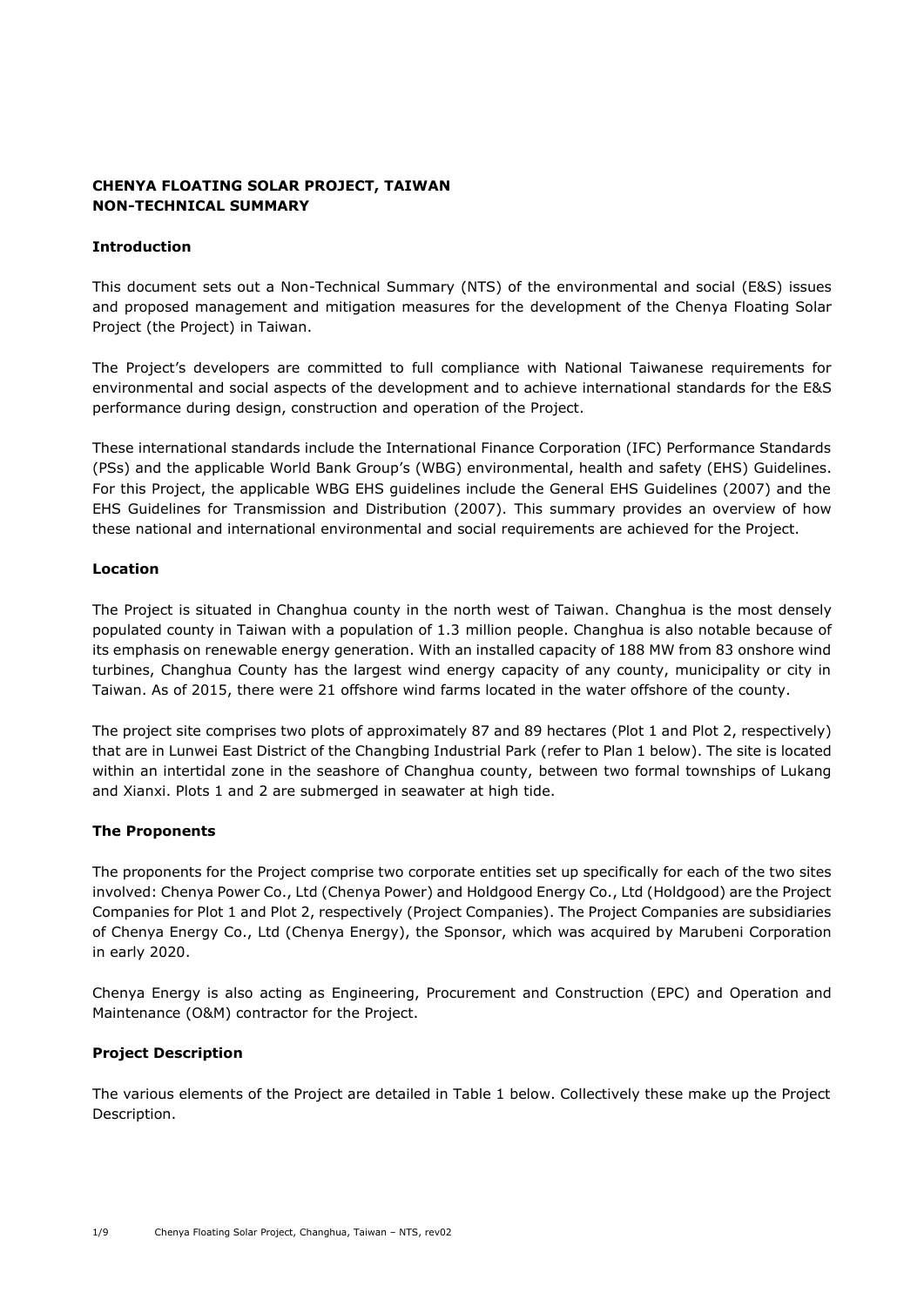**CHENYA FLOATING SOLAR PROJECT, TAIWAN**
**NON-TECHNICAL SUMMARY**

**Introduction**

This document sets out a Non-Technical Summary (NTS) of the environmental and social (E&S) issues and proposed management and mitigation measures for the development of the Chenya Floating Solar Project (the Project) in Taiwan.

The Project's developers are committed to full compliance with National Taiwanese requirements for environmental and social aspects of the development and to achieve international standards for the E&S performance during design, construction and operation of the Project.

These international standards include the International Finance Corporation (IFC) Performance Standards (PSs) and the applicable World Bank Group's (WBG) environmental, health and safety (EHS) Guidelines. For this Project, the applicable WBG EHS guidelines include the General EHS Guidelines (2007) and the EHS Guidelines for Transmission and Distribution (2007). This summary provides an overview of how these national and international environmental and social requirements are achieved for the Project.

**Location**

The Project is situated in Changhua county in the north west of Taiwan. Changhua is the most densely populated county in Taiwan with a population of 1.3 million people. Changhua is also notable because of its emphasis on renewable energy generation. With an installed capacity of 188 MW from 83 onshore wind turbines, Changhua County has the largest wind energy capacity of any county, municipality or city in Taiwan. As of 2015, there were 21 offshore wind farms located in the water offshore of the county.

The project site comprises two plots of approximately 87 and 89 hectares (Plot 1 and Plot 2, respectively) that are in Lunwei East District of the Changbing Industrial Park (refer to Plan 1 below). The site is located within an intertidal zone in the seashore of Changhua county, between two formal townships of Lukang and Xianxi. Plots 1 and 2 are submerged in seawater at high tide.

**The Proponents**

The proponents for the Project comprise two corporate entities set up specifically for each of the two sites involved: Chenya Power Co., Ltd (Chenya Power) and Holdgood Energy Co., Ltd (Holdgood) are the Project Companies for Plot 1 and Plot 2, respectively (Project Companies). The Project Companies are subsidiaries of Chenya Energy Co., Ltd (Chenya Energy), the Sponsor, which was acquired by Marubeni Corporation in early 2020.

Chenya Energy is also acting as Engineering, Procurement and Construction (EPC) and Operation and Maintenance (O&M) contractor for the Project.

**Project Description**

The various elements of the Project are detailed in Table 1 below. Collectively these make up the Project Description.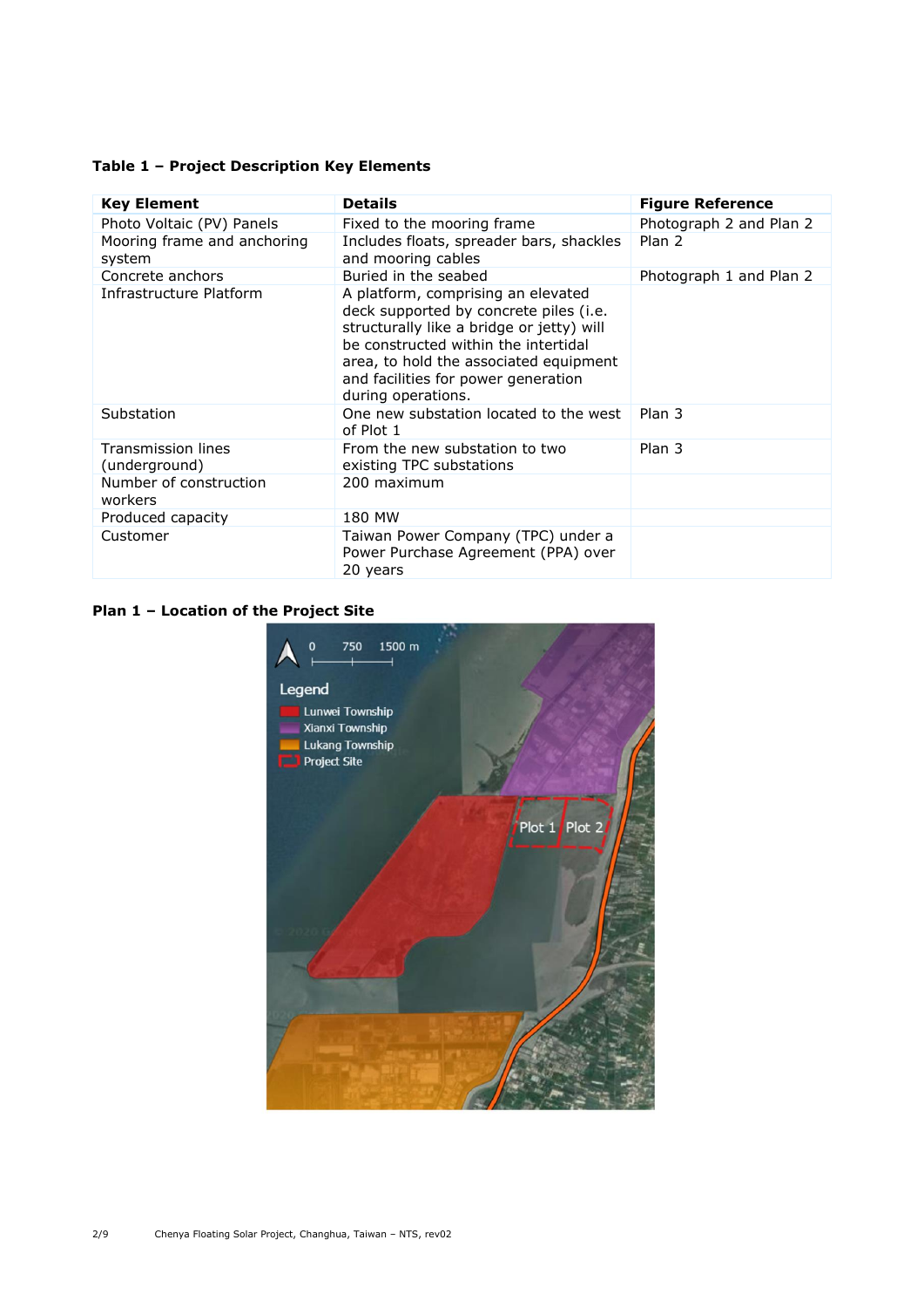**Table 1 – Project Description Key Elements**

| Key Element | Details | Figure Reference |
|---|---|---|
| Photo Voltaic (PV) Panels | Fixed to the mooring frame | Photograph 2 and Plan 2 |
| Mooring frame and anchoring system | Includes floats, spreader bars, shackles and mooring cables | Plan 2 |
| Concrete anchors | Buried in the seabed | Photograph 1 and Plan 2 |
| Infrastructure Platform | A platform, comprising an elevated deck supported by concrete piles (i.e. structurally like a bridge or jetty) will be constructed within the intertidal area, to hold the associated equipment and facilities for power generation during operations. | |
| Substation | One new substation located to the west of Plot 1 | Plan 3 |
| Transmission lines (underground) | From the new substation to two existing TPC substations | Plan 3 |
| Number of construction workers | 200 maximum | |
| Produced capacity | 180 MW | |
| Customer | Taiwan Power Company (TPC) under a Power Purchase Agreement (PPA) over 20 years | |

**Plan 1 – Location of the Project Site**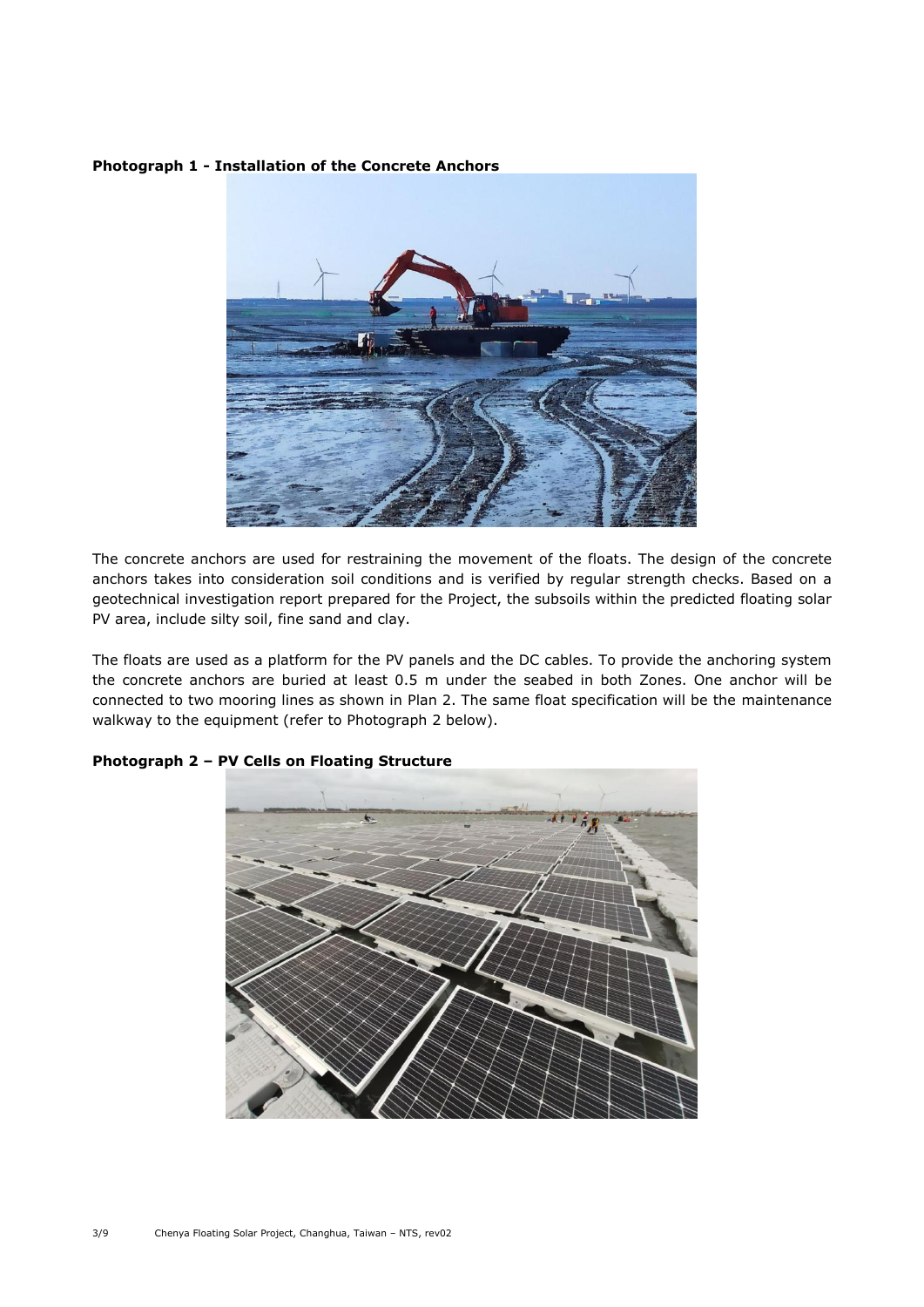**Photograph 1 - Installation of the Concrete Anchors**

The concrete anchors are used for restraining the movement of the floats. The design of the concrete anchors takes into consideration soil conditions and is verified by regular strength checks. Based on a geotechnical investigation report prepared for the Project, the subsoils within the predicted floating solar PV area, include silty soil, fine sand and clay.

The floats are used as a platform for the PV panels and the DC cables. To provide the anchoring system the concrete anchors are buried at least 0.5 m under the seabed in both Zones. One anchor will be connected to two mooring lines as shown in Plan 2. The same float specification will be the maintenance walkway to the equipment (refer to Photograph 2 below).

**Photograph 2 – PV Cells on Floating Structure**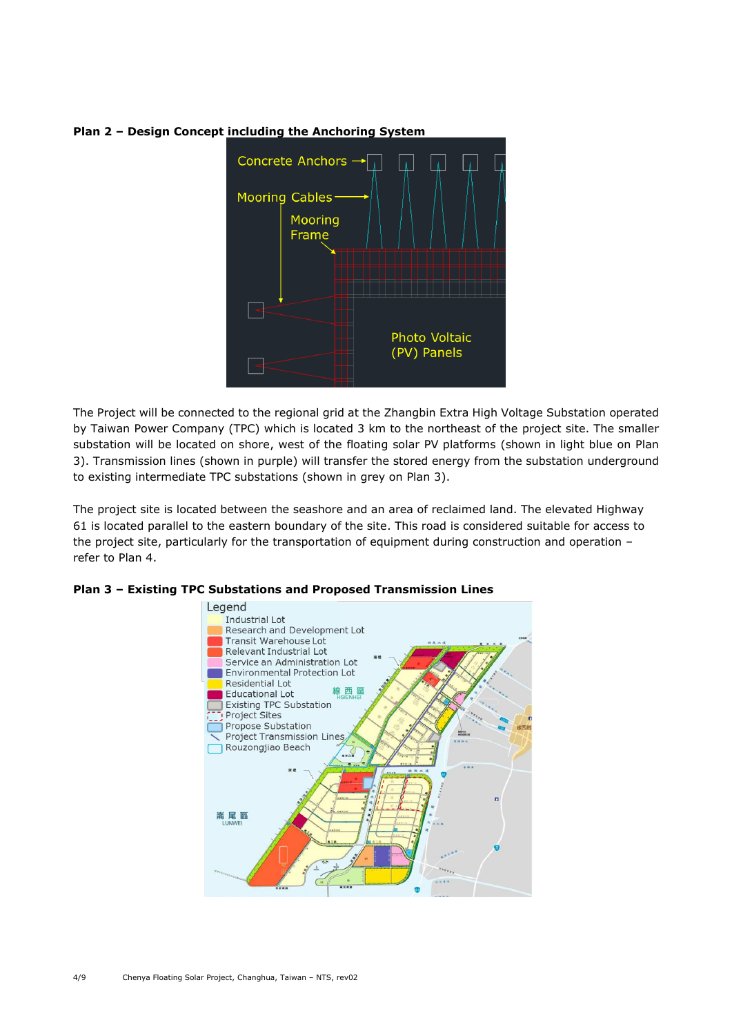**Plan 2 – Design Concept including the Anchoring System**

The Project will be connected to the regional grid at the Zhangbin Extra High Voltage Substation operated by Taiwan Power Company (TPC) which is located 3 km to the northeast of the project site. The smaller substation will be located on shore, west of the floating solar PV platforms (shown in light blue on Plan 3). Transmission lines (shown in purple) will transfer the stored energy from the substation underground to existing intermediate TPC substations (shown in grey on Plan 3).

The project site is located between the seashore and an area of reclaimed land. The elevated Highway 61 is located parallel to the eastern boundary of the site. This road is considered suitable for access to the project site, particularly for the transportation of equipment during construction and operation – refer to Plan 4.

**Plan 3 – Existing TPC Substations and Proposed Transmission Lines**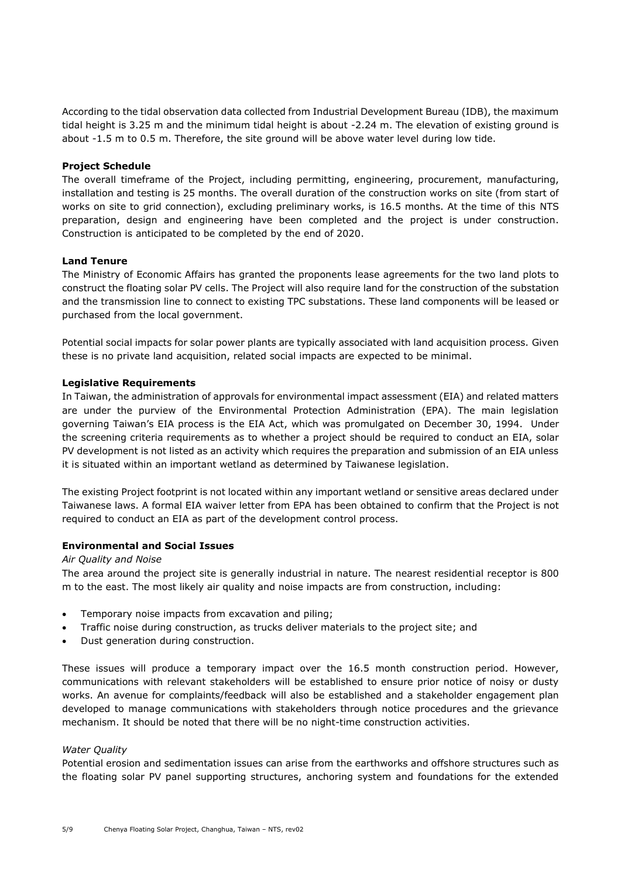According to the tidal observation data collected from Industrial Development Bureau (IDB), the maximum tidal height is 3.25 m and the minimum tidal height is about -2.24 m. The elevation of existing ground is about -1.5 m to 0.5 m. Therefore, the site ground will be above water level during low tide.

**Project Schedule**

The overall timeframe of the Project, including permitting, engineering, procurement, manufacturing, installation and testing is 25 months. The overall duration of the construction works on site (from start of works on site to grid connection), excluding preliminary works, is 16.5 months. At the time of this NTS preparation, design and engineering have been completed and the project is under construction. Construction is anticipated to be completed by the end of 2020.

**Land Tenure**

The Ministry of Economic Affairs has granted the proponents lease agreements for the two land plots to construct the floating solar PV cells. The Project will also require land for the construction of the substation and the transmission line to connect to existing TPC substations. These land components will be leased or purchased from the local government.

Potential social impacts for solar power plants are typically associated with land acquisition process. Given these is no private land acquisition, related social impacts are expected to be minimal.

**Legislative Requirements**

In Taiwan, the administration of approvals for environmental impact assessment (EIA) and related matters are under the purview of the Environmental Protection Administration (EPA). The main legislation governing Taiwan's EIA process is the EIA Act, which was promulgated on December 30, 1994. Under the screening criteria requirements as to whether a project should be required to conduct an EIA, solar PV development is not listed as an activity which requires the preparation and submission of an EIA unless it is situated within an important wetland as determined by Taiwanese legislation.

The existing Project footprint is not located within any important wetland or sensitive areas declared under Taiwanese laws. A formal EIA waiver letter from EPA has been obtained to confirm that the Project is not required to conduct an EIA as part of the development control process.

**Environmental and Social Issues**

*Air Quality and Noise*

The area around the project site is generally industrial in nature. The nearest residential receptor is 800 m to the east. The most likely air quality and noise impacts are from construction, including:

- Temporary noise impacts from excavation and piling;
- Traffic noise during construction, as trucks deliver materials to the project site; and
- Dust generation during construction.

These issues will produce a temporary impact over the 16.5 month construction period. However, communications with relevant stakeholders will be established to ensure prior notice of noisy or dusty works. An avenue for complaints/feedback will also be established and a stakeholder engagement plan developed to manage communications with stakeholders through notice procedures and the grievance mechanism. It should be noted that there will be no night-time construction activities.

*Water Quality*

Potential erosion and sedimentation issues can arise from the earthworks and offshore structures such as the floating solar PV panel supporting structures, anchoring system and foundations for the extended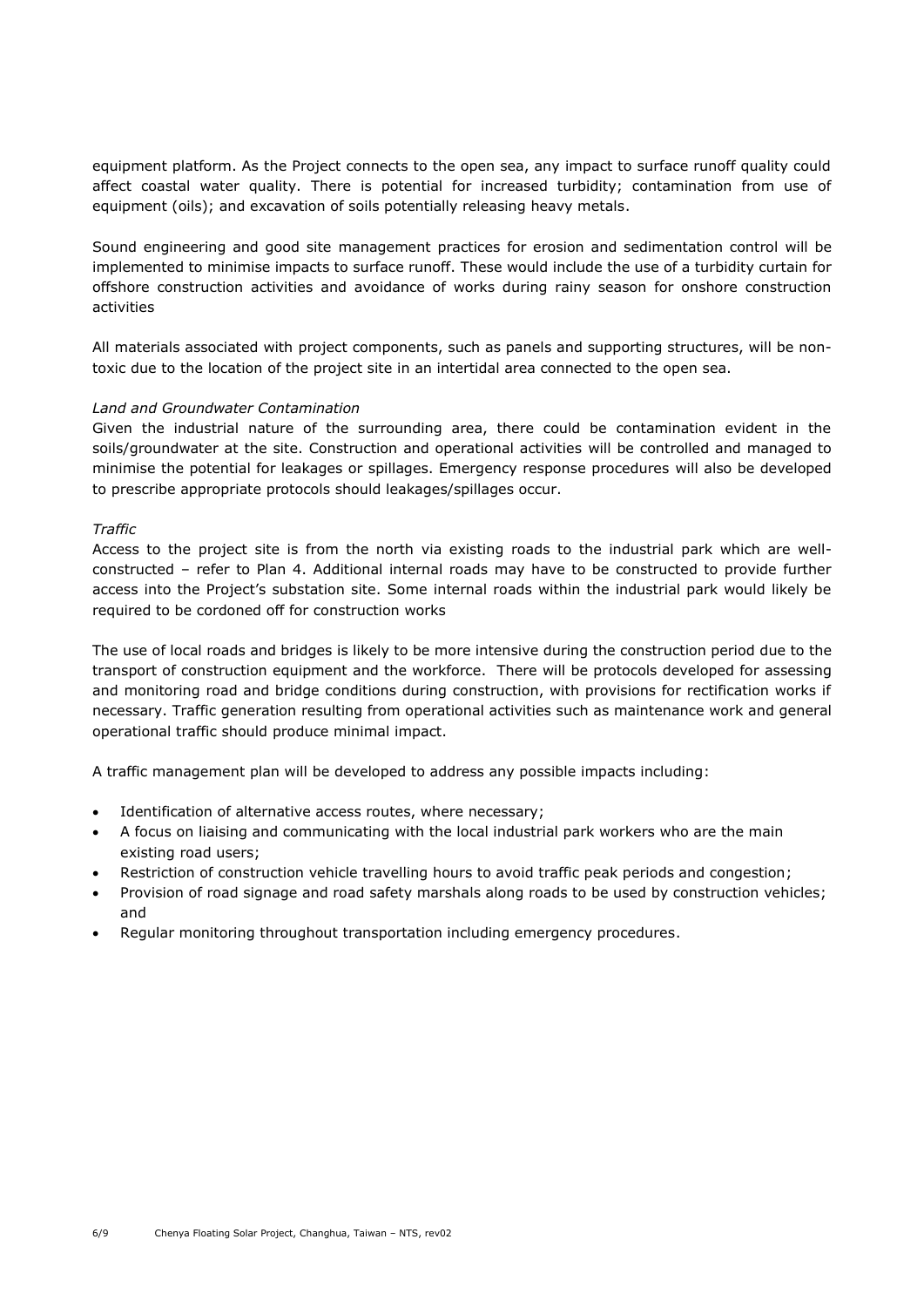equipment platform. As the Project connects to the open sea, any impact to surface runoff quality could affect coastal water quality. There is potential for increased turbidity; contamination from use of equipment (oils); and excavation of soils potentially releasing heavy metals.

Sound engineering and good site management practices for erosion and sedimentation control will be implemented to minimise impacts to surface runoff. These would include the use of a turbidity curtain for offshore construction activities and avoidance of works during rainy season for onshore construction activities

All materials associated with project components, such as panels and supporting structures, will be non-toxic due to the location of the project site in an intertidal area connected to the open sea.

*Land and Groundwater Contamination*

Given the industrial nature of the surrounding area, there could be contamination evident in the soils/groundwater at the site. Construction and operational activities will be controlled and managed to minimise the potential for leakages or spillages. Emergency response procedures will also be developed to prescribe appropriate protocols should leakages/spillages occur.

*Traffic*

Access to the project site is from the north via existing roads to the industrial park which are well-constructed – refer to Plan 4. Additional internal roads may have to be constructed to provide further access into the Project's substation site. Some internal roads within the industrial park would likely be required to be cordoned off for construction works

The use of local roads and bridges is likely to be more intensive during the construction period due to the transport of construction equipment and the workforce. There will be protocols developed for assessing and monitoring road and bridge conditions during construction, with provisions for rectification works if necessary. Traffic generation resulting from operational activities such as maintenance work and general operational traffic should produce minimal impact.

A traffic management plan will be developed to address any possible impacts including:

- Identification of alternative access routes, where necessary;
- A focus on liaising and communicating with the local industrial park workers who are the main existing road users;
- Restriction of construction vehicle travelling hours to avoid traffic peak periods and congestion;
- Provision of road signage and road safety marshals along roads to be used by construction vehicles; and
- Regular monitoring throughout transportation including emergency procedures.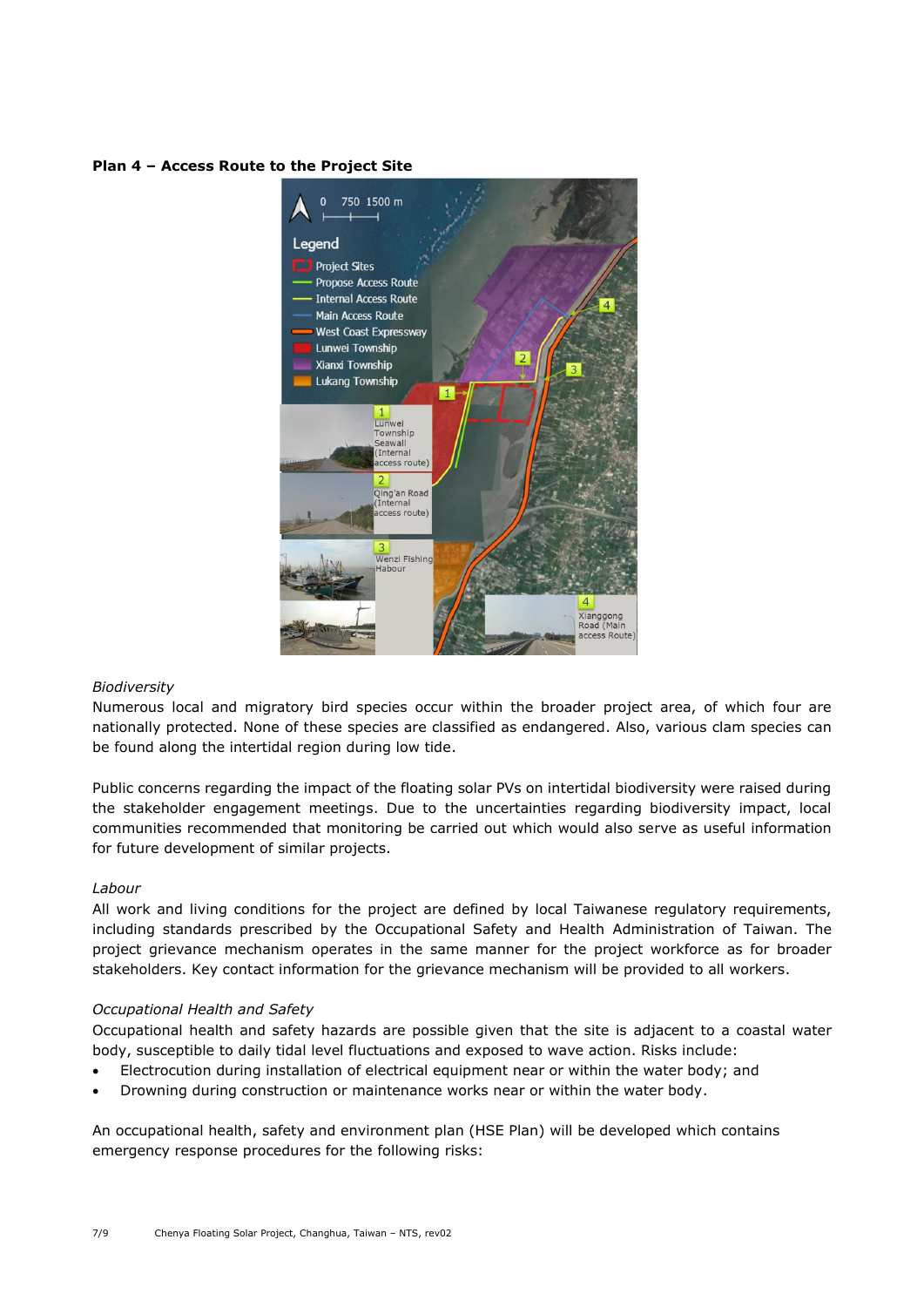**Plan 4 – Access Route to the Project Site**

*Biodiversity*

Numerous local and migratory bird species occur within the broader project area, of which four are nationally protected. None of these species are classified as endangered. Also, various clam species can be found along the intertidal region during low tide.

Public concerns regarding the impact of the floating solar PVs on intertidal biodiversity were raised during the stakeholder engagement meetings. Due to the uncertainties regarding biodiversity impact, local communities recommended that monitoring be carried out which would also serve as useful information for future development of similar projects.

*Labour*

All work and living conditions for the project are defined by local Taiwanese regulatory requirements, including standards prescribed by the Occupational Safety and Health Administration of Taiwan. The project grievance mechanism operates in the same manner for the project workforce as for broader stakeholders. Key contact information for the grievance mechanism will be provided to all workers.

*Occupational Health and Safety*

Occupational health and safety hazards are possible given that the site is adjacent to a coastal water body, susceptible to daily tidal level fluctuations and exposed to wave action. Risks include:

- Electrocution during installation of electrical equipment near or within the water body; and
- Drowning during construction or maintenance works near or within the water body.

An occupational health, safety and environment plan (HSE Plan) will be developed which contains emergency response procedures for the following risks: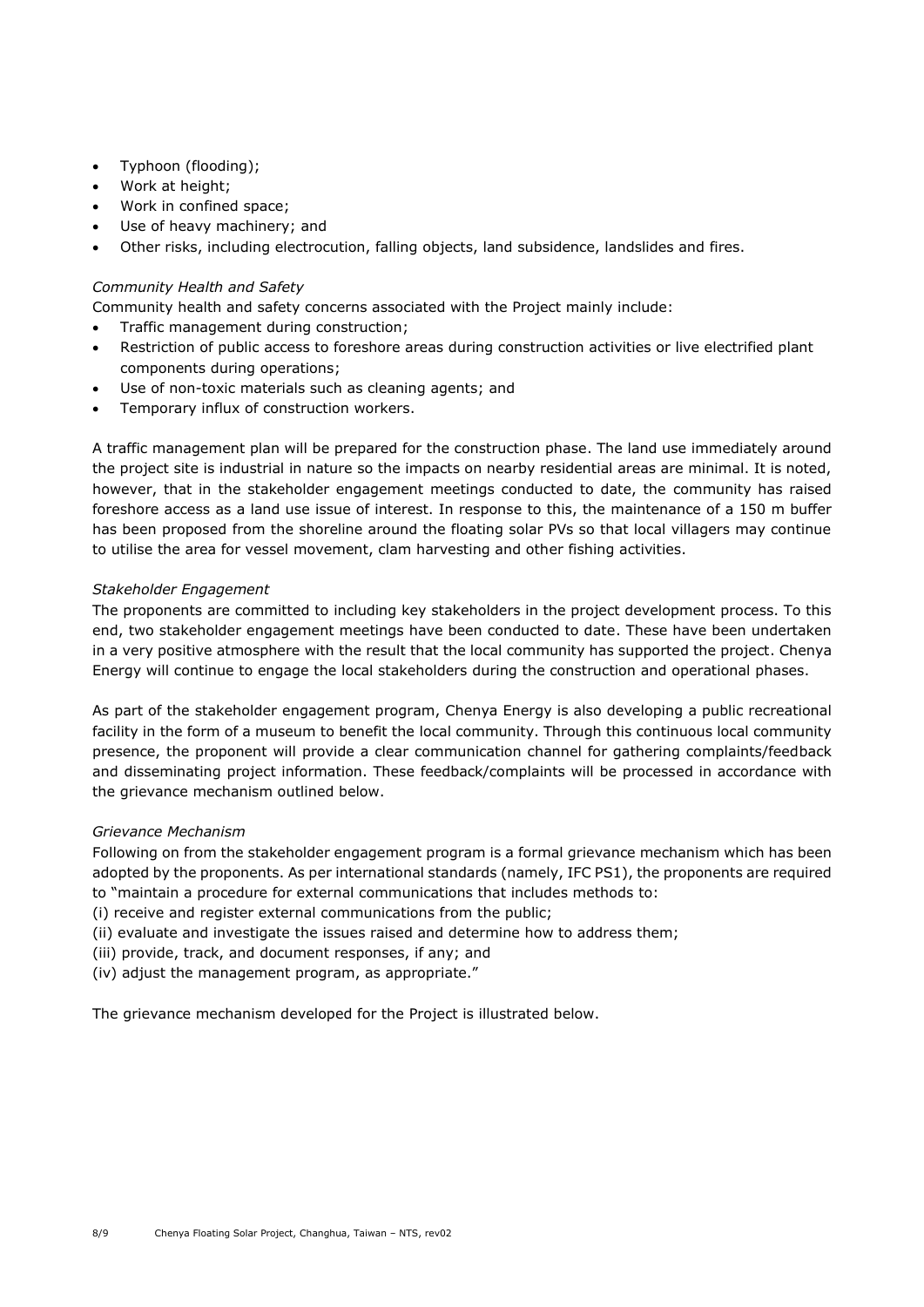- Typhoon (flooding);
- Work at height;
- Work in confined space;
- Use of heavy machinery; and
- Other risks, including electrocution, falling objects, land subsidence, landslides and fires.

*Community Health and Safety*

Community health and safety concerns associated with the Project mainly include:

- Traffic management during construction;
- Restriction of public access to foreshore areas during construction activities or live electrified plant components during operations;
- Use of non-toxic materials such as cleaning agents; and
- Temporary influx of construction workers.

A traffic management plan will be prepared for the construction phase. The land use immediately around the project site is industrial in nature so the impacts on nearby residential areas are minimal. It is noted, however, that in the stakeholder engagement meetings conducted to date, the community has raised foreshore access as a land use issue of interest. In response to this, the maintenance of a 150 m buffer has been proposed from the shoreline around the floating solar PVs so that local villagers may continue to utilise the area for vessel movement, clam harvesting and other fishing activities.

*Stakeholder Engagement*

The proponents are committed to including key stakeholders in the project development process. To this end, two stakeholder engagement meetings have been conducted to date. These have been undertaken in a very positive atmosphere with the result that the local community has supported the project. Chenya Energy will continue to engage the local stakeholders during the construction and operational phases.

As part of the stakeholder engagement program, Chenya Energy is also developing a public recreational facility in the form of a museum to benefit the local community. Through this continuous local community presence, the proponent will provide a clear communication channel for gathering complaints/feedback and disseminating project information. These feedback/complaints will be processed in accordance with the grievance mechanism outlined below.

*Grievance Mechanism*

Following on from the stakeholder engagement program is a formal grievance mechanism which has been adopted by the proponents. As per international standards (namely, IFC PS1), the proponents are required to "maintain a procedure for external communications that includes methods to:

(i) receive and register external communications from the public;

(ii) evaluate and investigate the issues raised and determine how to address them;

(iii) provide, track, and document responses, if any; and

(iv) adjust the management program, as appropriate."

The grievance mechanism developed for the Project is illustrated below.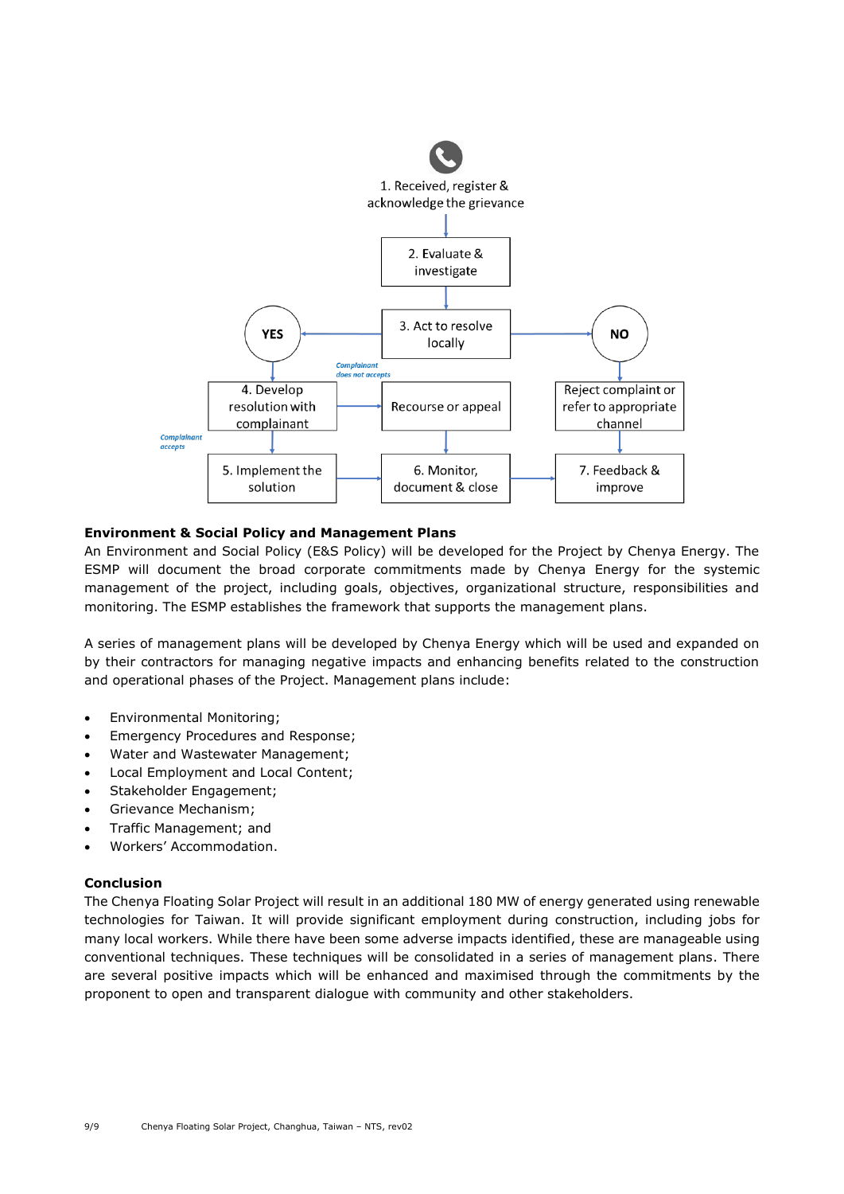1. Received, register & acknowledge the grievance

2. Evaluate & investigate

3. Act to resolve locally

YES

NO

4. Develop resolution with complainant

Complainant does not accepts

Recourse or appeal

Reject complaint or refer to appropriate channel

Complainant accepts

5. Implement the solution

6. Monitor, document & close

7. Feedback & improve

**Environment & Social Policy and Management Plans**

An Environment and Social Policy (E&S Policy) will be developed for the Project by Chenya Energy. The ESMP will document the broad corporate commitments made by Chenya Energy for the systemic management of the project, including goals, objectives, organizational structure, responsibilities and monitoring. The ESMP establishes the framework that supports the management plans.

A series of management plans will be developed by Chenya Energy which will be used and expanded on by their contractors for managing negative impacts and enhancing benefits related to the construction and operational phases of the Project. Management plans include:

- Environmental Monitoring;
- Emergency Procedures and Response;
- Water and Wastewater Management;
- Local Employment and Local Content;
- Stakeholder Engagement;
- Grievance Mechanism;
- Traffic Management; and
- Workers' Accommodation.

**Conclusion**

The Chenya Floating Solar Project will result in an additional 180 MW of energy generated using renewable technologies for Taiwan. It will provide significant employment during construction, including jobs for many local workers. While there have been some adverse impacts identified, these are manageable using conventional techniques. These techniques will be consolidated in a series of management plans. There are several positive impacts which will be enhanced and maximised through the commitments by the proponent to open and transparent dialogue with community and other stakeholders.